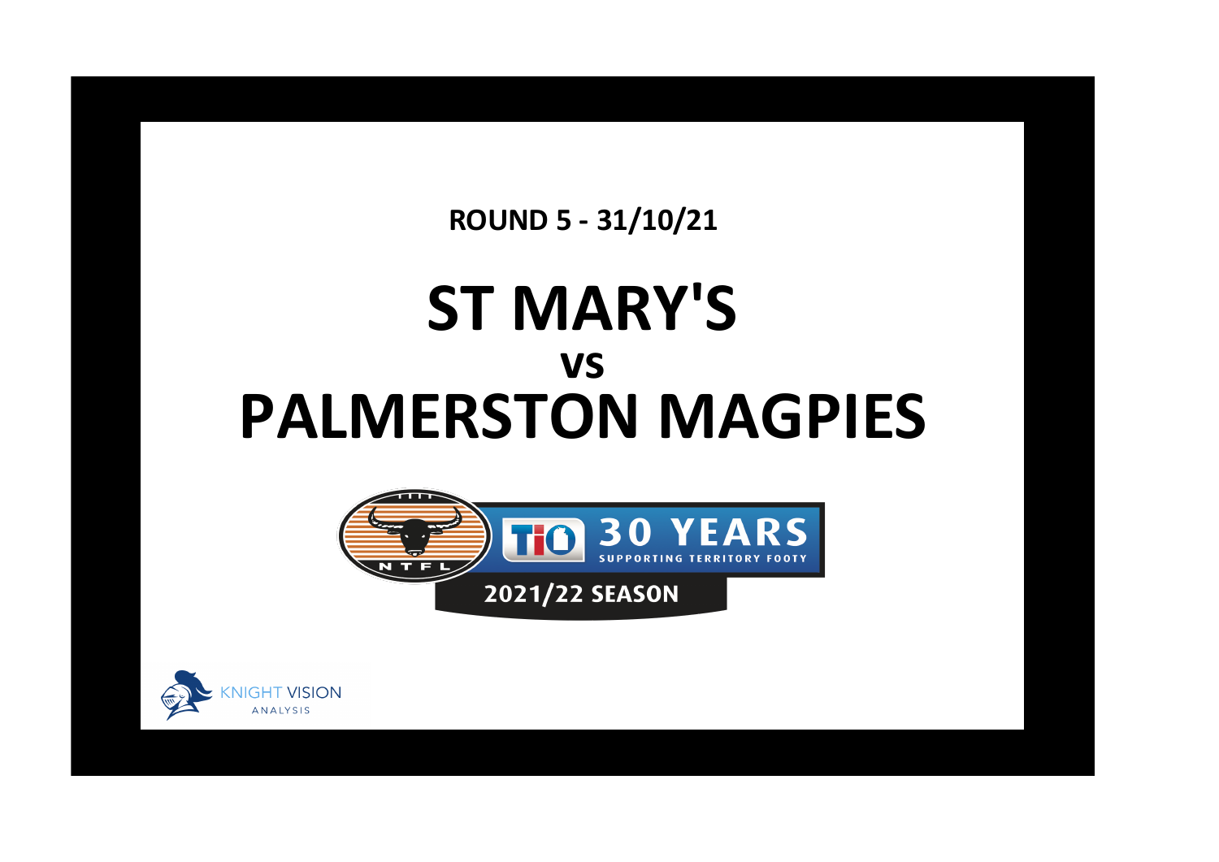**ROUND 5 - 31/10/21**

# ST MARY'S

## vs

# PALMERSTON MAGPIES

NTFL

TIO 30 YEARS SUPPORTING TERRITORY FOOTY

2021/22 SEASON

KNIGHT VISION ANALYSIS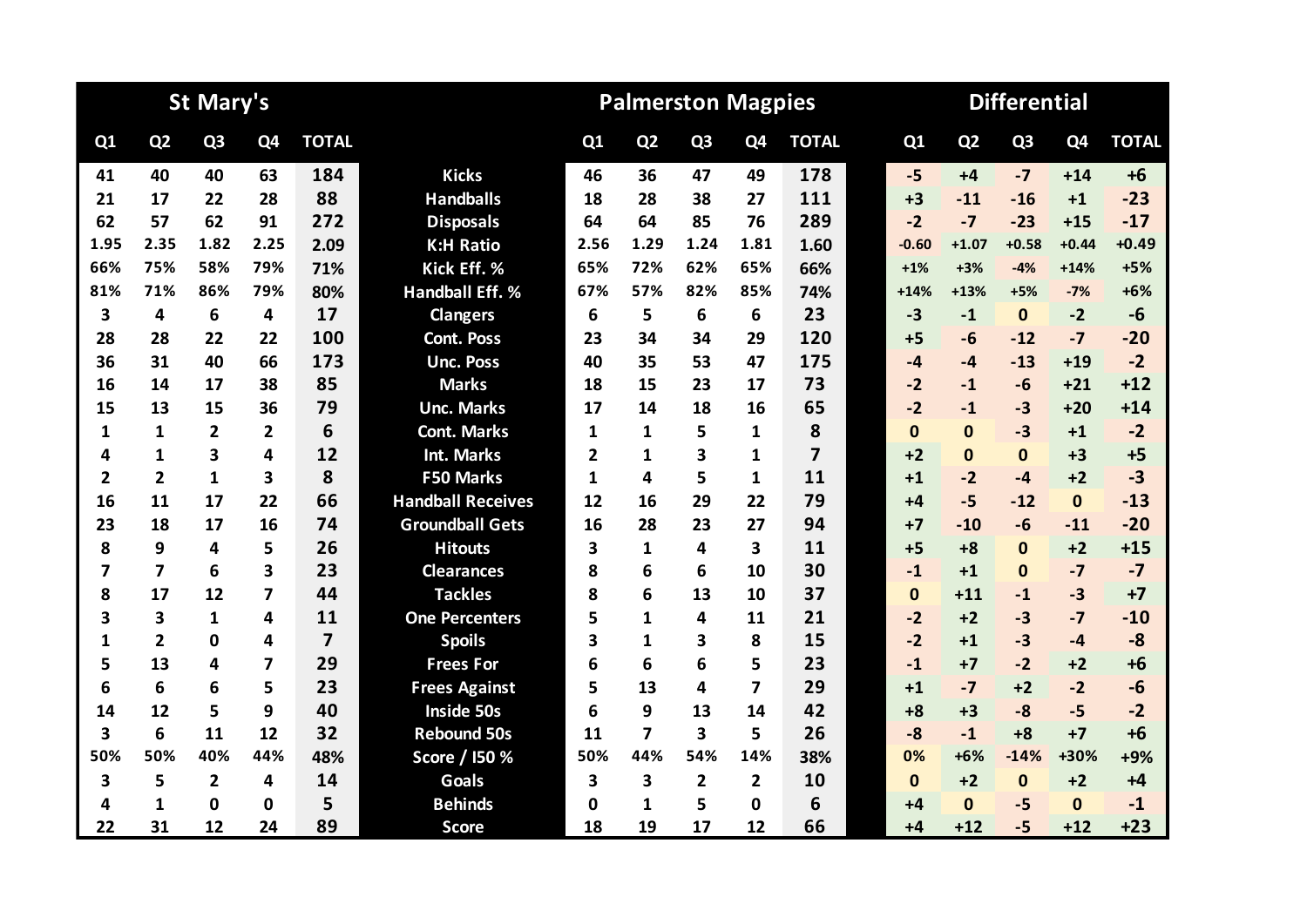| St Mary's | | | | | | Palmerston Magpies | | | | | Differential | | | | |
|---|---|---|---|---|---|---|---|---|---|---|---|---|---|---|---|
| Q1 | Q2 | Q3 | Q4 | TOTAL | | Q1 | Q2 | Q3 | Q4 | TOTAL | Q1 | Q2 | Q3 | Q4 | TOTAL |
| 41 | 40 | 40 | 63 | 184 | Kicks | 46 | 36 | 47 | 49 | 178 | -5 | +4 | -7 | +14 | +6 |
| 21 | 17 | 22 | 28 | 88 | Handballs | 18 | 28 | 38 | 27 | 111 | +3 | -11 | -16 | +1 | -23 |
| 62 | 57 | 62 | 91 | 272 | Disposals | 64 | 64 | 85 | 76 | 289 | -2 | -7 | -23 | +15 | -17 |
| 1.95 | 2.35 | 1.82 | 2.25 | 2.09 | K:H Ratio | 2.56 | 1.29 | 1.24 | 1.81 | 1.60 | -0.60 | +1.07 | +0.58 | +0.44 | +0.49 |
| 66% | 75% | 58% | 79% | 71% | Kick Eff. % | 65% | 72% | 62% | 65% | 66% | +1% | +3% | -4% | +14% | +5% |
| 81% | 71% | 86% | 79% | 80% | Handball Eff. % | 67% | 57% | 82% | 85% | 74% | +14% | +13% | +5% | -7% | +6% |
| 3 | 4 | 6 | 4 | 17 | Clangers | 6 | 5 | 6 | 6 | 23 | -3 | -1 | 0 | -2 | -6 |
| 28 | 28 | 22 | 22 | 100 | Cont. Poss | 23 | 34 | 34 | 29 | 120 | +5 | -6 | -12 | -7 | -20 |
| 36 | 31 | 40 | 66 | 173 | Unc. Poss | 40 | 35 | 53 | 47 | 175 | -4 | -4 | -13 | +19 | -2 |
| 16 | 14 | 17 | 38 | 85 | Marks | 18 | 15 | 23 | 17 | 73 | -2 | -1 | -6 | +21 | +12 |
| 15 | 13 | 15 | 36 | 79 | Unc. Marks | 17 | 14 | 18 | 16 | 65 | -2 | -1 | -3 | +20 | +14 |
| 1 | 1 | 2 | 2 | 6 | Cont. Marks | 1 | 1 | 5 | 1 | 8 | 0 | 0 | -3 | +1 | -2 |
| 4 | 1 | 3 | 4 | 12 | Int. Marks | 2 | 1 | 3 | 1 | 7 | +2 | 0 | 0 | +3 | +5 |
| 2 | 2 | 1 | 3 | 8 | F50 Marks | 1 | 4 | 5 | 1 | 11 | +1 | -2 | -4 | +2 | -3 |
| 16 | 11 | 17 | 22 | 66 | Handball Receives | 12 | 16 | 29 | 22 | 79 | +4 | -5 | -12 | 0 | -13 |
| 23 | 18 | 17 | 16 | 74 | Groundball Gets | 16 | 28 | 23 | 27 | 94 | +7 | -10 | -6 | -11 | -20 |
| 8 | 9 | 4 | 5 | 26 | Hitouts | 3 | 1 | 4 | 3 | 11 | +5 | +8 | 0 | +2 | +15 |
| 7 | 7 | 6 | 3 | 23 | Clearances | 8 | 6 | 6 | 10 | 30 | -1 | +1 | 0 | -7 | -7 |
| 8 | 17 | 12 | 7 | 44 | Tackles | 8 | 6 | 13 | 10 | 37 | 0 | +11 | -1 | -3 | +7 |
| 3 | 3 | 1 | 4 | 11 | One Percenters | 5 | 1 | 4 | 11 | 21 | -2 | +2 | -3 | -7 | -10 |
| 1 | 2 | 0 | 4 | 7 | Spoils | 3 | 1 | 3 | 8 | 15 | -2 | +1 | -3 | -4 | -8 |
| 5 | 13 | 4 | 7 | 29 | Frees For | 6 | 6 | 6 | 5 | 23 | -1 | +7 | -2 | +2 | +6 |
| 6 | 6 | 6 | 5 | 23 | Frees Against | 5 | 13 | 4 | 7 | 29 | +1 | -7 | +2 | -2 | -6 |
| 14 | 12 | 5 | 9 | 40 | Inside 50s | 6 | 9 | 13 | 14 | 42 | +8 | +3 | -8 | -5 | -2 |
| 3 | 6 | 11 | 12 | 32 | Rebound 50s | 11 | 7 | 3 | 5 | 26 | -8 | -1 | +8 | +7 | +6 |
| 50% | 50% | 40% | 44% | 48% | Score / I50 % | 50% | 44% | 54% | 14% | 38% | 0% | +6% | -14% | +30% | +9% |
| 3 | 5 | 2 | 4 | 14 | Goals | 3 | 3 | 2 | 2 | 10 | 0 | +2 | 0 | +2 | +4 |
| 4 | 1 | 0 | 0 | 5 | Behinds | 0 | 1 | 5 | 0 | 6 | +4 | 0 | -5 | 0 | -1 |
| 22 | 31 | 12 | 24 | 89 | Score | 18 | 19 | 17 | 12 | 66 | +4 | +12 | -5 | +12 | +23 |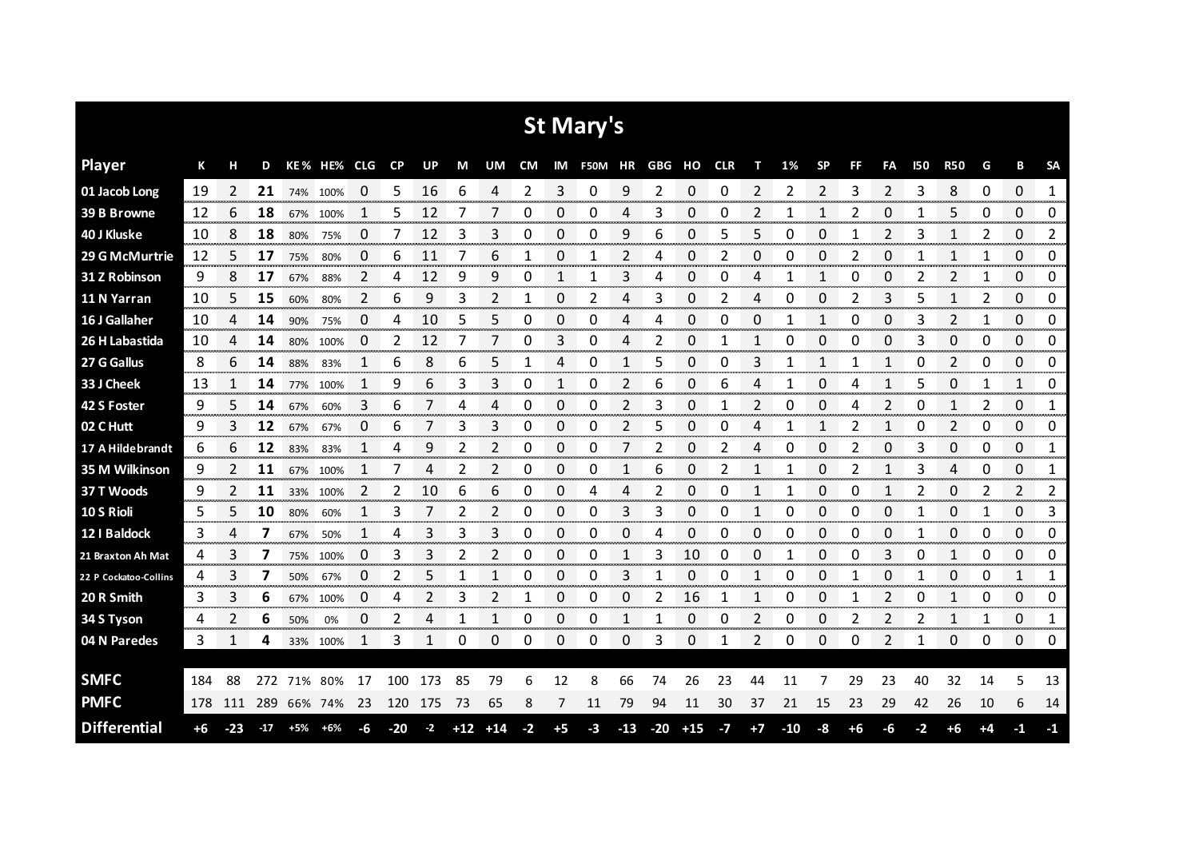# St Mary's

| Player | K | H | D | KE % | HE% | CLG | CP | UP | M | UM | CM | IM | F50M | HR | GBG | HO | CLR | T | 1% | SP | FF | FA | I50 | R50 | G | B | SA |
|---|---|---|---|---|---|---|---|---|---|---|---|---|---|---|---|---|---|---|---|---|---|---|---|---|---|---|---|
| 01 Jacob Long | 19 | 2 | **21** | 74% | 100% | 0 | 5 | 16 | 6 | 4 | 2 | 3 | 0 | 9 | 2 | 0 | 0 | 2 | 2 | 2 | 3 | 2 | 3 | 8 | 0 | 0 | 1 |
| 39 B Browne | 12 | 6 | **18** | 67% | 100% | 1 | 5 | 12 | 7 | 7 | 0 | 0 | 0 | 4 | 3 | 0 | 0 | 2 | 1 | 1 | 2 | 0 | 1 | 5 | 0 | 0 | 0 |
| 40 J Kluske | 10 | 8 | **18** | 80% | 75% | 0 | 7 | 12 | 3 | 3 | 0 | 0 | 0 | 9 | 6 | 0 | 5 | 5 | 0 | 0 | 1 | 2 | 3 | 1 | 2 | 0 | 2 |
| 29 G McMurtrie | 12 | 5 | **17** | 75% | 80% | 0 | 6 | 11 | 7 | 6 | 1 | 0 | 1 | 2 | 4 | 0 | 2 | 0 | 0 | 0 | 2 | 0 | 1 | 1 | 1 | 0 | 0 |
| 31 Z Robinson | 9 | 8 | **17** | 67% | 88% | 2 | 4 | 12 | 9 | 9 | 0 | 1 | 1 | 3 | 4 | 0 | 0 | 4 | 1 | 1 | 0 | 0 | 2 | 2 | 1 | 0 | 0 |
| 11 N Yarran | 10 | 5 | **15** | 60% | 80% | 2 | 6 | 9 | 3 | 2 | 1 | 0 | 2 | 4 | 3 | 0 | 2 | 4 | 0 | 0 | 2 | 3 | 5 | 1 | 2 | 0 | 0 |
| 16 J Gallaher | 10 | 4 | **14** | 90% | 75% | 0 | 4 | 10 | 5 | 5 | 0 | 0 | 0 | 4 | 4 | 0 | 0 | 0 | 1 | 1 | 0 | 0 | 3 | 2 | 1 | 0 | 0 |
| 26 H Labastida | 10 | 4 | **14** | 80% | 100% | 0 | 2 | 12 | 7 | 7 | 0 | 3 | 0 | 4 | 2 | 0 | 1 | 1 | 0 | 0 | 0 | 0 | 3 | 0 | 0 | 0 | 0 |
| 27 G Gallus | 8 | 6 | **14** | 88% | 83% | 1 | 6 | 8 | 6 | 5 | 1 | 4 | 0 | 1 | 5 | 0 | 0 | 3 | 1 | 1 | 1 | 1 | 0 | 2 | 0 | 0 | 0 |
| 33 J Cheek | 13 | 1 | **14** | 77% | 100% | 1 | 9 | 6 | 3 | 3 | 0 | 1 | 0 | 2 | 6 | 0 | 6 | 4 | 1 | 0 | 4 | 1 | 5 | 0 | 1 | 1 | 0 |
| 42 S Foster | 9 | 5 | **14** | 67% | 60% | 3 | 6 | 7 | 4 | 4 | 0 | 0 | 0 | 2 | 3 | 0 | 1 | 2 | 0 | 0 | 4 | 2 | 0 | 1 | 2 | 0 | 1 |
| 02 C Hutt | 9 | 3 | **12** | 67% | 67% | 0 | 6 | 7 | 3 | 3 | 0 | 0 | 0 | 2 | 5 | 0 | 0 | 4 | 1 | 1 | 2 | 1 | 0 | 2 | 0 | 0 | 0 |
| 17 A Hildebrandt | 6 | 6 | **12** | 83% | 83% | 1 | 4 | 9 | 2 | 2 | 0 | 0 | 0 | 7 | 2 | 0 | 2 | 4 | 0 | 0 | 2 | 0 | 3 | 0 | 0 | 0 | 1 |
| 35 M Wilkinson | 9 | 2 | **11** | 67% | 100% | 1 | 7 | 4 | 2 | 2 | 0 | 0 | 0 | 1 | 6 | 0 | 2 | 1 | 1 | 0 | 2 | 1 | 3 | 4 | 0 | 0 | 1 |
| 37 T Woods | 9 | 2 | **11** | 33% | 100% | 2 | 2 | 10 | 6 | 6 | 0 | 0 | 4 | 4 | 2 | 0 | 0 | 1 | 1 | 0 | 0 | 1 | 2 | 0 | 2 | 2 | 2 |
| 10 S Rioli | 5 | 5 | **10** | 80% | 60% | 1 | 3 | 7 | 2 | 2 | 0 | 0 | 0 | 3 | 3 | 0 | 0 | 1 | 0 | 0 | 0 | 0 | 1 | 0 | 1 | 0 | 3 |
| 12 I Baldock | 3 | 4 | **7** | 67% | 50% | 1 | 4 | 3 | 3 | 3 | 0 | 0 | 0 | 0 | 4 | 0 | 0 | 0 | 0 | 0 | 0 | 0 | 1 | 0 | 0 | 0 | 0 |
| 21 Braxton Ah Mat | 4 | 3 | **7** | 75% | 100% | 0 | 3 | 3 | 2 | 2 | 0 | 0 | 0 | 1 | 3 | 10 | 0 | 0 | 1 | 0 | 0 | 3 | 0 | 1 | 0 | 0 | 0 |
| 22 P Cockatoo-Collins | 4 | 3 | **7** | 50% | 67% | 0 | 2 | 5 | 1 | 1 | 0 | 0 | 0 | 3 | 1 | 0 | 0 | 1 | 0 | 0 | 1 | 0 | 1 | 0 | 0 | 1 | 1 |
| 20 R Smith | 3 | 3 | **6** | 67% | 100% | 0 | 4 | 2 | 3 | 2 | 1 | 0 | 0 | 0 | 2 | 16 | 1 | 1 | 0 | 0 | 1 | 2 | 0 | 1 | 0 | 0 | 0 |
| 34 S Tyson | 4 | 2 | **6** | 50% | 0% | 0 | 2 | 4 | 1 | 1 | 0 | 0 | 0 | 1 | 1 | 0 | 0 | 2 | 0 | 0 | 2 | 2 | 2 | 1 | 1 | 0 | 1 |
| 04 N Paredes | 3 | 1 | **4** | 33% | 100% | 1 | 3 | 1 | 0 | 0 | 0 | 0 | 0 | 0 | 3 | 0 | 1 | 2 | 0 | 0 | 0 | 2 | 1 | 0 | 0 | 0 | 0 |
| | | | | | | | | | | | | | | | | | | | | | | | | | | | |
| **SMFC** | 184 | 88 | 272 | 71% | 80% | 17 | 100 | 173 | 85 | 79 | 6 | 12 | 8 | 66 | 74 | 26 | 23 | 44 | 11 | 7 | 29 | 23 | 40 | 32 | 14 | 5 | 13 |
| **PMFC** | 178 | 111 | 289 | 66% | 74% | 23 | 120 | 175 | 73 | 65 | 8 | 7 | 11 | 79 | 94 | 11 | 30 | 37 | 21 | 15 | 23 | 29 | 42 | 26 | 10 | 6 | 14 |
| **Differential** | +6 | -23 | -17 | +5% | +6% | -6 | -20 | -2 | +12 | +14 | -2 | +5 | -3 | -13 | -20 | +15 | -7 | +7 | -10 | -8 | +6 | -6 | -2 | +6 | +4 | -1 | -1 |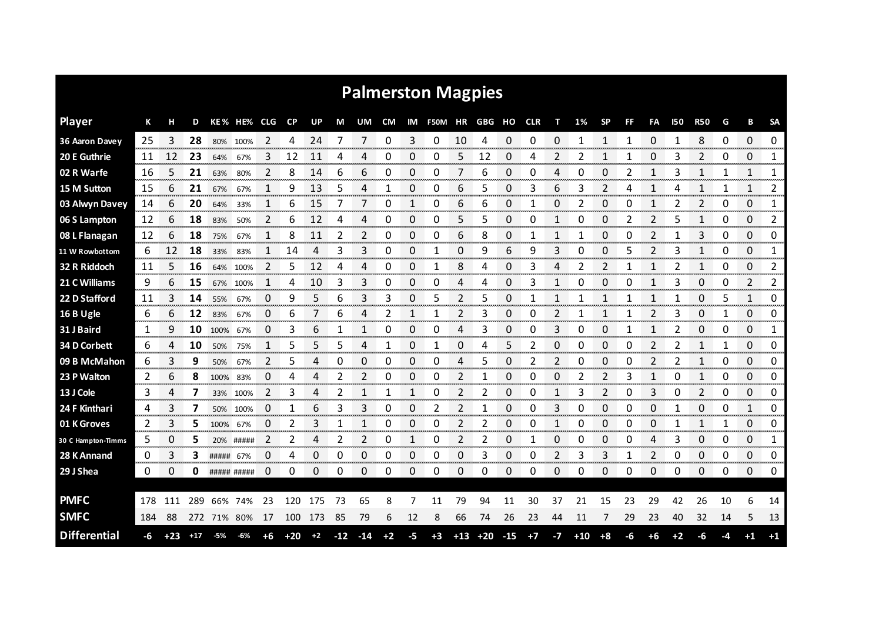# Palmerston Magpies

| Player | K | H | D | KE% | HE% | CLG | CP | UP | M | UM | CM | IM | F50M | HR | GBG | HO | CLR | T | 1% | SP | FF | FA | I50 | R50 | G | B | SA |
|---|---|---|---|---|---|---|---|---|---|---|---|---|---|---|---|---|---|---|---|---|---|---|---|---|---|---|---|
| 36 Aaron Davey | 25 | 3 | **28** | 80% | 100% | 2 | 4 | 24 | 7 | 7 | 0 | 3 | 0 | 10 | 4 | 0 | 0 | 0 | 1 | 1 | 1 | 0 | 1 | 8 | 0 | 0 | 0 |
| 20 E Guthrie | 11 | 12 | **23** | 64% | 67% | 3 | 12 | 11 | 4 | 4 | 0 | 0 | 0 | 5 | 12 | 0 | 4 | 2 | 2 | 1 | 1 | 0 | 3 | 2 | 0 | 0 | 1 |
| 02 R Warfe | 16 | 5 | **21** | 63% | 80% | 2 | 8 | 14 | 6 | 6 | 0 | 0 | 0 | 7 | 6 | 0 | 0 | 4 | 0 | 0 | 2 | 1 | 3 | 1 | 1 | 1 | 1 |
| 15 M Sutton | 15 | 6 | **21** | 67% | 67% | 1 | 9 | 13 | 5 | 4 | 1 | 0 | 0 | 6 | 5 | 0 | 3 | 6 | 3 | 2 | 4 | 1 | 4 | 1 | 1 | 1 | 2 |
| 03 Alwyn Davey | 14 | 6 | **20** | 64% | 33% | 1 | 6 | 15 | 7 | 7 | 0 | 1 | 0 | 6 | 6 | 0 | 1 | 0 | 2 | 0 | 0 | 1 | 2 | 2 | 0 | 0 | 1 |
| 06 S Lampton | 12 | 6 | **18** | 83% | 50% | 2 | 6 | 12 | 4 | 4 | 0 | 0 | 0 | 5 | 5 | 0 | 0 | 1 | 0 | 0 | 2 | 2 | 5 | 1 | 0 | 0 | 2 |
| 08 L Flanagan | 12 | 6 | **18** | 75% | 67% | 1 | 8 | 11 | 2 | 2 | 0 | 0 | 0 | 6 | 8 | 0 | 1 | 1 | 1 | 0 | 0 | 2 | 1 | 3 | 0 | 0 | 0 |
| 11 W Rowbottom | 6 | 12 | **18** | 33% | 83% | 1 | 14 | 4 | 3 | 3 | 0 | 0 | 1 | 0 | 9 | 6 | 9 | 3 | 0 | 0 | 5 | 2 | 3 | 1 | 0 | 0 | 1 |
| 32 R Riddoch | 11 | 5 | **16** | 64% | 100% | 2 | 5 | 12 | 4 | 4 | 0 | 0 | 1 | 8 | 4 | 0 | 3 | 4 | 2 | 2 | 1 | 1 | 2 | 1 | 0 | 0 | 2 |
| 21 C Williams | 9 | 6 | **15** | 67% | 100% | 1 | 4 | 10 | 3 | 3 | 0 | 0 | 0 | 4 | 4 | 0 | 3 | 1 | 0 | 0 | 0 | 1 | 3 | 0 | 0 | 2 | 2 |
| 22 D Stafford | 11 | 3 | **14** | 55% | 67% | 0 | 9 | 5 | 6 | 3 | 3 | 0 | 5 | 2 | 5 | 0 | 1 | 1 | 1 | 1 | 1 | 1 | 1 | 0 | 5 | 1 | 0 |
| 16 B Ugle | 6 | 6 | **12** | 83% | 67% | 0 | 6 | 7 | 6 | 4 | 2 | 1 | 1 | 2 | 3 | 0 | 0 | 2 | 1 | 1 | 1 | 2 | 3 | 0 | 1 | 0 | 0 |
| 31 J Baird | 1 | 9 | **10** | 100% | 67% | 0 | 3 | 6 | 1 | 1 | 0 | 0 | 0 | 4 | 3 | 0 | 0 | 3 | 0 | 0 | 1 | 1 | 2 | 0 | 0 | 0 | 1 |
| 34 D Corbett | 6 | 4 | **10** | 50% | 75% | 1 | 5 | 5 | 5 | 4 | 1 | 0 | 1 | 0 | 4 | 5 | 2 | 0 | 0 | 0 | 0 | 2 | 2 | 1 | 1 | 0 | 0 |
| 09 B McMahon | 6 | 3 | **9** | 50% | 67% | 2 | 5 | 4 | 0 | 0 | 0 | 0 | 0 | 4 | 5 | 0 | 2 | 2 | 0 | 0 | 0 | 2 | 2 | 1 | 0 | 0 | 0 |
| 23 P Walton | 2 | 6 | **8** | 100% | 83% | 0 | 4 | 4 | 2 | 2 | 0 | 0 | 0 | 2 | 1 | 0 | 0 | 0 | 2 | 2 | 3 | 1 | 0 | 1 | 0 | 0 | 0 |
| 13 J Cole | 3 | 4 | **7** | 33% | 100% | 2 | 3 | 4 | 2 | 1 | 1 | 1 | 0 | 2 | 2 | 0 | 0 | 1 | 3 | 2 | 0 | 3 | 0 | 2 | 0 | 0 | 0 |
| 24 F Kinthari | 4 | 3 | **7** | 50% | 100% | 0 | 1 | 6 | 3 | 3 | 0 | 0 | 2 | 2 | 1 | 0 | 0 | 3 | 0 | 0 | 0 | 0 | 1 | 0 | 0 | 1 | 0 |
| 01 K Groves | 2 | 3 | **5** | 100% | 67% | 0 | 2 | 3 | 1 | 1 | 0 | 0 | 0 | 2 | 2 | 0 | 0 | 1 | 0 | 0 | 0 | 0 | 1 | 1 | 1 | 0 | 0 |
| 30 C Hampton-Timms | 5 | 0 | **5** | 20% | ##### | 2 | 2 | 4 | 2 | 2 | 0 | 1 | 0 | 2 | 2 | 0 | 1 | 0 | 0 | 0 | 0 | 4 | 3 | 0 | 0 | 0 | 1 |
| 28 K Annand | 0 | 3 | **3** | ##### | 67% | 0 | 4 | 0 | 0 | 0 | 0 | 0 | 0 | 0 | 3 | 0 | 0 | 2 | 3 | 3 | 1 | 2 | 0 | 0 | 0 | 0 | 0 |
| 29 J Shea | 0 | 0 | **0** | ##### | ##### | 0 | 0 | 0 | 0 | 0 | 0 | 0 | 0 | 0 | 0 | 0 | 0 | 0 | 0 | 0 | 0 | 0 | 0 | 0 | 0 | 0 | 0 |
| **PMFC** | 178 | 111 | 289 | 66% | 74% | 23 | 120 | 175 | 73 | 65 | 8 | 7 | 11 | 79 | 94 | 11 | 30 | 37 | 21 | 15 | 23 | 29 | 42 | 26 | 10 | 6 | 14 |
| **SMFC** | 184 | 88 | 272 | 71% | 80% | 17 | 100 | 173 | 85 | 79 | 6 | 12 | 8 | 66 | 74 | 26 | 23 | 44 | 11 | 7 | 29 | 23 | 40 | 32 | 14 | 5 | 13 |
| **Differential** | -6 | +23 | +17 | -5% | -6% | +6 | +20 | +2 | -12 | -14 | +2 | -5 | +3 | +13 | +20 | -15 | +7 | -7 | +10 | +8 | -6 | +6 | +2 | -6 | -4 | +1 | +1 |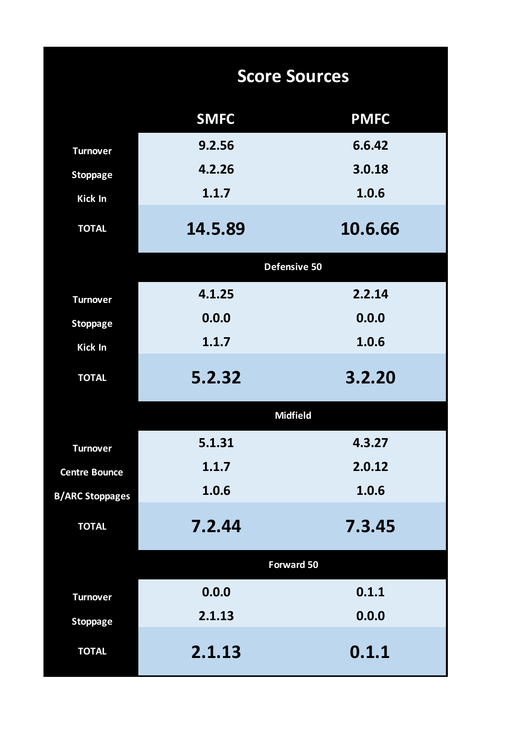# Score Sources

| | SMFC | PMFC |
|---|---|---|
| Turnover | 9.2.56 | 6.6.42 |
| Stoppage | 4.2.26 | 3.0.18 |
| Kick In | 1.1.7 | 1.0.6 |
| **TOTAL** | **14.5.89** | **10.6.66** |
| **Defensive 50** | | |
| Turnover | 4.1.25 | 2.2.14 |
| Stoppage | 0.0.0 | 0.0.0 |
| Kick In | 1.1.7 | 1.0.6 |
| **TOTAL** | **5.2.32** | **3.2.20** |
| **Midfield** | | |
| Turnover | 5.1.31 | 4.3.27 |
| Centre Bounce | 1.1.7 | 2.0.12 |
| B/ARC Stoppages | 1.0.6 | 1.0.6 |
| **TOTAL** | **7.2.44** | **7.3.45** |
| **Forward 50** | | |
| Turnover | 0.0.0 | 0.1.1 |
| Stoppage | 2.1.13 | 0.0.0 |
| **TOTAL** | **2.1.13** | **0.1.1** |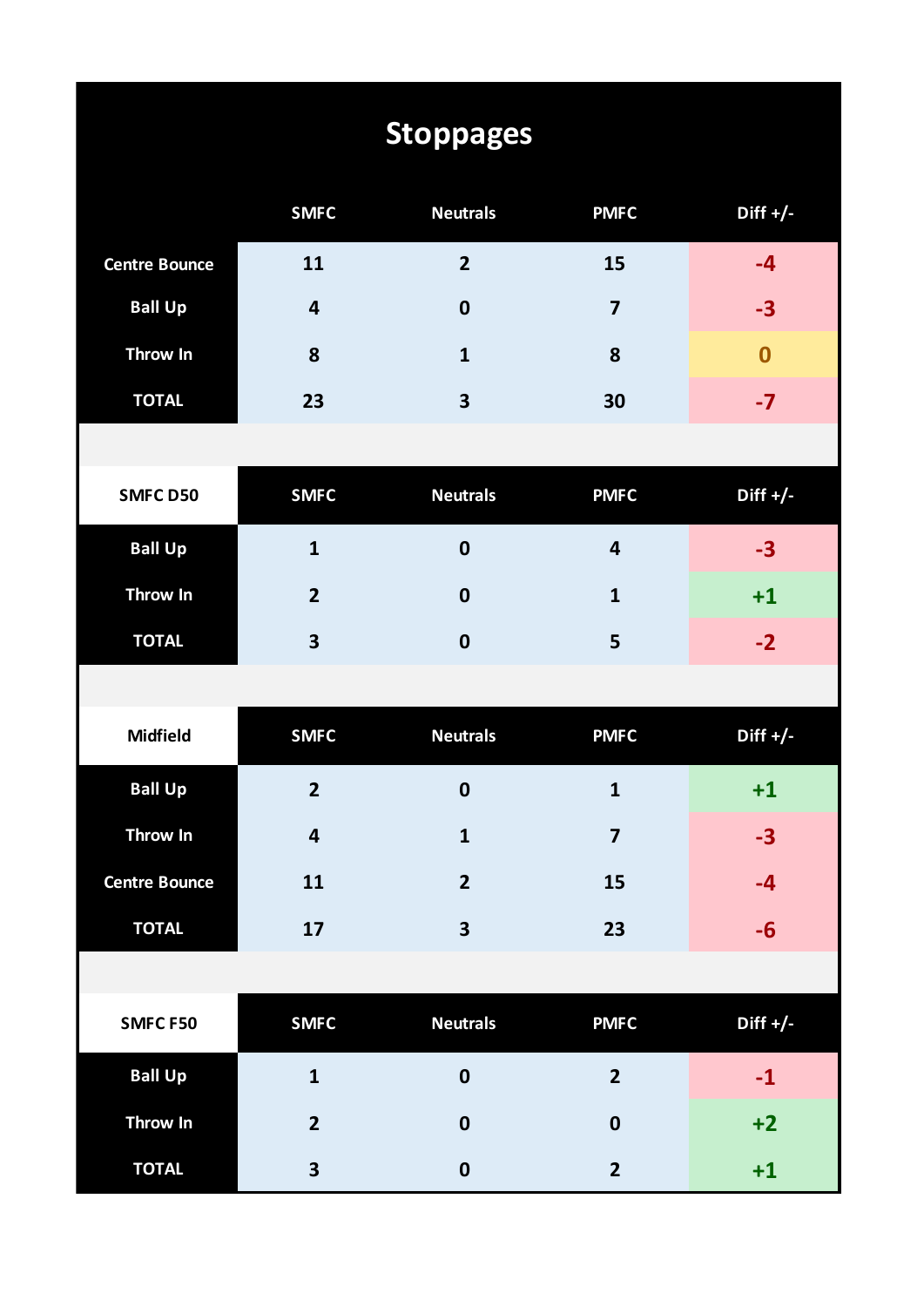# Stoppages

| | SMFC | Neutrals | PMFC | Diff +/- |
|---|---|---|---|---|
| Centre Bounce | 11 | 2 | 15 | -4 |
| Ball Up | 4 | 0 | 7 | -3 |
| Throw In | 8 | 1 | 8 | 0 |
| TOTAL | 23 | 3 | 30 | -7 |

| SMFC D50 | SMFC | Neutrals | PMFC | Diff +/- |
|---|---|---|---|---|
| Ball Up | 1 | 0 | 4 | -3 |
| Throw In | 2 | 0 | 1 | +1 |
| TOTAL | 3 | 0 | 5 | -2 |

| Midfield | SMFC | Neutrals | PMFC | Diff +/- |
|---|---|---|---|---|
| Ball Up | 2 | 0 | 1 | +1 |
| Throw In | 4 | 1 | 7 | -3 |
| Centre Bounce | 11 | 2 | 15 | -4 |
| TOTAL | 17 | 3 | 23 | -6 |

| SMFC F50 | SMFC | Neutrals | PMFC | Diff +/- |
|---|---|---|---|---|
| Ball Up | 1 | 0 | 2 | -1 |
| Throw In | 2 | 0 | 0 | +2 |
| TOTAL | 3 | 0 | 2 | +1 |